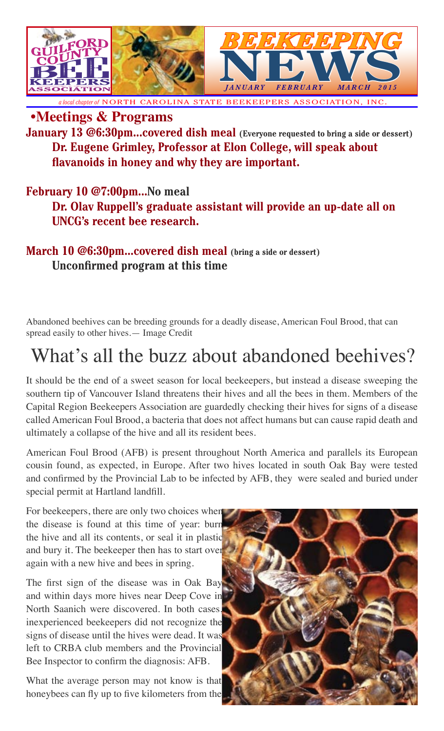# GUILFORD COUNTY BEE KEEPERS ASSOCIATION

# BEEKEEPING NEWS

*JANUARY FEBRUARY MARCH 2015*

*a local chapter of* NORTH CAROLINA STATE BEEKEEPERS ASSOCIATION, INC.

## •Meetings & Programs

**January 13 @6:30pm...covered dish meal (Everyone requested to bring a side or dessert)**

**Dr. Eugene Grimley, Professor at Elon College, will speak about flavanoids in honey and why they are important.**

**February 10 @7:00pm...No meal**

**Dr. Olav Ruppell's graduate assistant will provide an up-date all on UNCG's recent bee research.**

**March 10 @6:30pm...covered dish meal (bring a side or dessert)**

**Unconfirmed program at this time**

Abandoned beehives can be breeding grounds for a deadly disease, American Foul Brood, that can spread easily to other hives.— Image Credit

# What's all the buzz about abandoned beehives?

It should be the end of a sweet season for local beekeepers, but instead a disease sweeping the southern tip of Vancouver Island threatens their hives and all the bees in them. Members of the Capital Region Beekeepers Association are guardedly checking their hives for signs of a disease called American Foul Brood, a bacteria that does not affect humans but can cause rapid death and ultimately a collapse of the hive and all its resident bees.

American Foul Brood (AFB) is present throughout North America and parallels its European cousin found, as expected, in Europe. After two hives located in south Oak Bay were tested and confirmed by the Provincial Lab to be infected by AFB, they were sealed and buried under special permit at Hartland landfill.

For beekeepers, there are only two choices when the disease is found at this time of year: burn the hive and all its contents, or seal it in plastic and bury it. The beekeeper then has to start over again with a new hive and bees in spring.

The first sign of the disease was in Oak Bay and within days more hives near Deep Cove in North Saanich were discovered. In both cases, inexperienced beekeepers did not recognize the signs of disease until the hives were dead. It was left to CRBA club members and the Provincial Bee Inspector to confirm the diagnosis: AFB.

What the average person may not know is that honeybees can fly up to five kilometers from the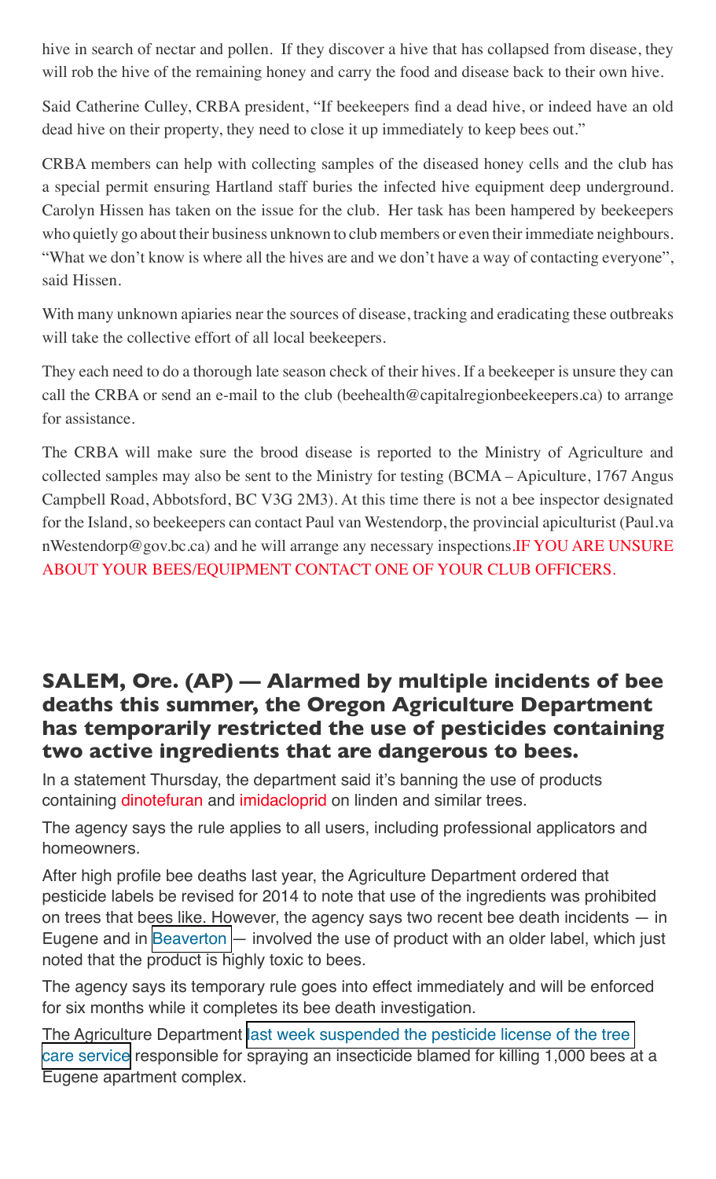hive in search of nectar and pollen. If they discover a hive that has collapsed from disease, they will rob the hive of the remaining honey and carry the food and disease back to their own hive.

Said Catherine Culley, CRBA president, "If beekeepers find a dead hive, or indeed have an old dead hive on their property, they need to close it up immediately to keep bees out."

CRBA members can help with collecting samples of the diseased honey cells and the club has a special permit ensuring Hartland staff buries the infected hive equipment deep underground. Carolyn Hissen has taken on the issue for the club. Her task has been hampered by beekeepers who quietly go about their business unknown to club members or even their immediate neighbours. "What we don't know is where all the hives are and we don't have a way of contacting everyone", said Hissen.

With many unknown apiaries near the sources of disease, tracking and eradicating these outbreaks will take the collective effort of all local beekeepers.

They each need to do a thorough late season check of their hives. If a beekeeper is unsure they can call the CRBA or send an e-mail to the club (beehealth@capitalregionbeekeepers.ca) to arrange for assistance.

The CRBA will make sure the brood disease is reported to the Ministry of Agriculture and collected samples may also be sent to the Ministry for testing (BCMA – Apiculture, 1767 Angus Campbell Road, Abbotsford, BC V3G 2M3). At this time there is not a bee inspector designated for the Island, so beekeepers can contact Paul van Westendorp, the provincial apiculturist (Paul.vanWestendorp@gov.bc.ca) and he will arrange any necessary inspections. IF YOU ARE UNSURE ABOUT YOUR BEES/EQUIPMENT CONTACT ONE OF YOUR CLUB OFFICERS.

## SALEM, Ore. (AP) — Alarmed by multiple incidents of bee deaths this summer, the Oregon Agriculture Department has temporarily restricted the use of pesticides containing two active ingredients that are dangerous to bees.

In a statement Thursday, the department said it's banning the use of products containing dinotefuran and imidacloprid on linden and similar trees.

The agency says the rule applies to all users, including professional applicators and homeowners.

After high profile bee deaths last year, the Agriculture Department ordered that pesticide labels be revised for 2014 to note that use of the ingredients was prohibited on trees that bees like. However, the agency says two recent bee death incidents — in Eugene and in Beaverton — involved the use of product with an older label, which just noted that the product is highly toxic to bees.

The agency says its temporary rule goes into effect immediately and will be enforced for six months while it completes its bee death investigation.

The Agriculture Department last week suspended the pesticide license of the tree care service responsible for spraying an insecticide blamed for killing 1,000 bees at a Eugene apartment complex.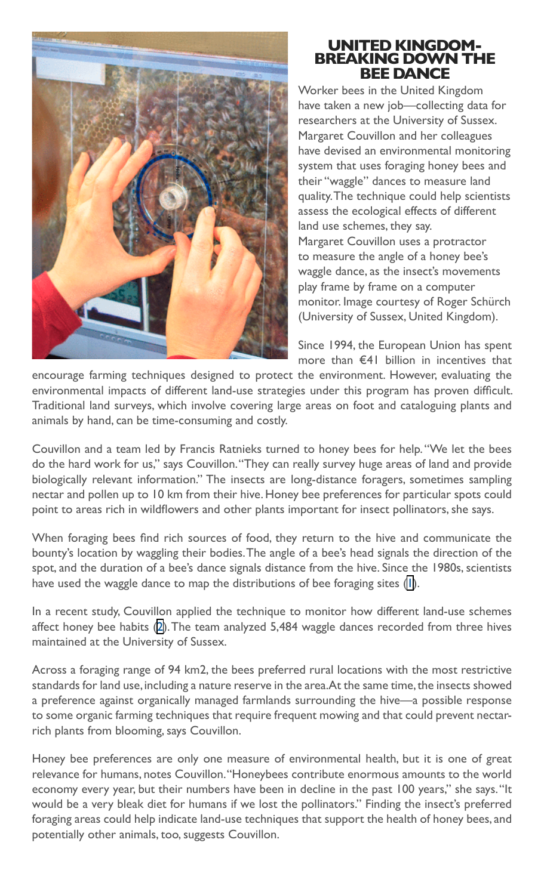## UNITED KINGDOM-BREAKING DOWN THE BEE DANCE

Worker bees in the United Kingdom have taken a new job—collecting data for researchers at the University of Sussex. Margaret Couvillon and her colleagues have devised an environmental monitoring system that uses foraging honey bees and their "waggle" dances to measure land quality. The technique could help scientists assess the ecological effects of different land use schemes, they say.

Margaret Couvillon uses a protractor to measure the angle of a honey bee's waggle dance, as the insect's movements play frame by frame on a computer monitor. Image courtesy of Roger Schürch (University of Sussex, United Kingdom).

Since 1994, the European Union has spent more than €41 billion in incentives that encourage farming techniques designed to protect the environment. However, evaluating the environmental impacts of different land-use strategies under this program has proven difficult. Traditional land surveys, which involve covering large areas on foot and cataloguing plants and animals by hand, can be time-consuming and costly.

Couvillon and a team led by Francis Ratnieks turned to honey bees for help. "We let the bees do the hard work for us," says Couvillon. "They can really survey huge areas of land and provide biologically relevant information." The insects are long-distance foragers, sometimes sampling nectar and pollen up to 10 km from their hive. Honey bee preferences for particular spots could point to areas rich in wildflowers and other plants important for insect pollinators, she says.

When foraging bees find rich sources of food, they return to the hive and communicate the bounty's location by waggling their bodies. The angle of a bee's head signals the direction of the spot, and the duration of a bee's dance signals distance from the hive. Since the 1980s, scientists have used the waggle dance to map the distributions of bee foraging sites (1).

In a recent study, Couvillon applied the technique to monitor how different land-use schemes affect honey bee habits (2). The team analyzed 5,484 waggle dances recorded from three hives maintained at the University of Sussex.

Across a foraging range of 94 km2, the bees preferred rural locations with the most restrictive standards for land use, including a nature reserve in the area. At the same time, the insects showed a preference against organically managed farmlands surrounding the hive—a possible response to some organic farming techniques that require frequent mowing and that could prevent nectar-rich plants from blooming, says Couvillon.

Honey bee preferences are only one measure of environmental health, but it is one of great relevance for humans, notes Couvillon. "Honeybees contribute enormous amounts to the world economy every year, but their numbers have been in decline in the past 100 years," she says. "It would be a very bleak diet for humans if we lost the pollinators." Finding the insect's preferred foraging areas could help indicate land-use techniques that support the health of honey bees, and potentially other animals, too, suggests Couvillon.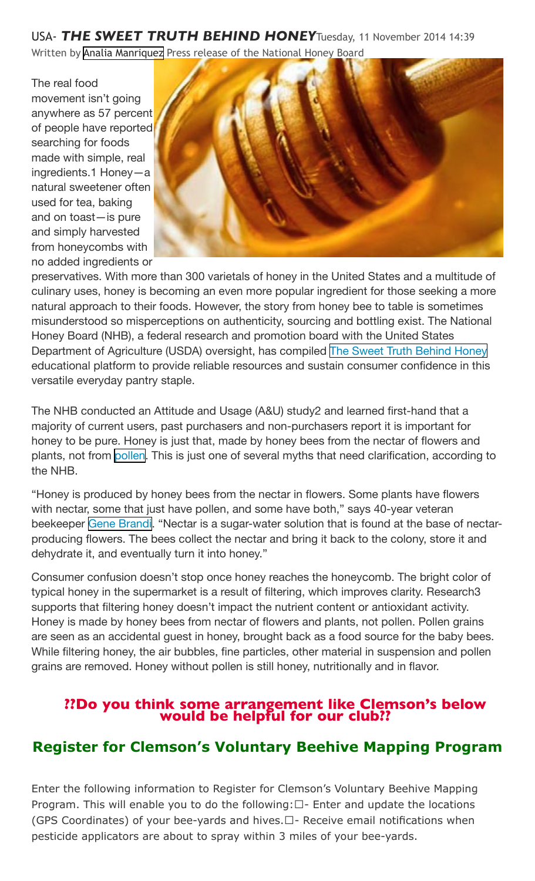USA- ***THE SWEET TRUTH BEHIND HONEY*** Tuesday, 11 November 2014 14:39
Written by Analia Manriquez Press release of the National Honey Board

The real food movement isn't going anywhere as 57 percent of people have reported searching for foods made with simple, real ingredients.[1] Honey—a natural sweetener often used for tea, baking and on toast—is pure and simply harvested from honeycombs with no added ingredients or preservatives. With more than 300 varietals of honey in the United States and a multitude of culinary uses, honey is becoming an even more popular ingredient for those seeking a more natural approach to their foods. However, the story from honey bee to table is sometimes misunderstood so misperceptions on authenticity, sourcing and bottling exist. The National Honey Board (NHB), a federal research and promotion board with the United States Department of Agriculture (USDA) oversight, has compiled The Sweet Truth Behind Honey educational platform to provide reliable resources and sustain consumer confidence in this versatile everyday pantry staple.

The NHB conducted an Attitude and Usage (A&U) study[2] and learned first-hand that a majority of current users, past purchasers and non-purchasers report it is important for honey to be pure. Honey is just that, made by honey bees from the nectar of flowers and plants, not from pollen. This is just one of several myths that need clarification, according to the NHB.

"Honey is produced by honey bees from the nectar in flowers. Some plants have flowers with nectar, some that just have pollen, and some have both," says 40-year veteran beekeeper Gene Brandi. "Nectar is a sugar-water solution that is found at the base of nectar-producing flowers. The bees collect the nectar and bring it back to the colony, store it and dehydrate it, and eventually turn it into honey."

Consumer confusion doesn't stop once honey reaches the honeycomb. The bright color of typical honey in the supermarket is a result of filtering, which improves clarity. Research[3] supports that filtering honey doesn't impact the nutrient content or antioxidant activity. Honey is made by honey bees from nectar of flowers and plants, not pollen. Pollen grains are seen as an accidental guest in honey, brought back as a food source for the baby bees. While filtering honey, the air bubbles, fine particles, other material in suspension and pollen grains are removed. Honey without pollen is still honey, nutritionally and in flavor.

**??Do you think some arrangement like Clemson's below would be helpful for our club??**

## Register for Clemson's Voluntary Beehive Mapping Program

Enter the following information to Register for Clemson's Voluntary Beehive Mapping Program. This will enable you to do the following:☐- Enter and update the locations (GPS Coordinates) of your bee-yards and hives.☐- Receive email notifications when pesticide applicators are about to spray within 3 miles of your bee-yards.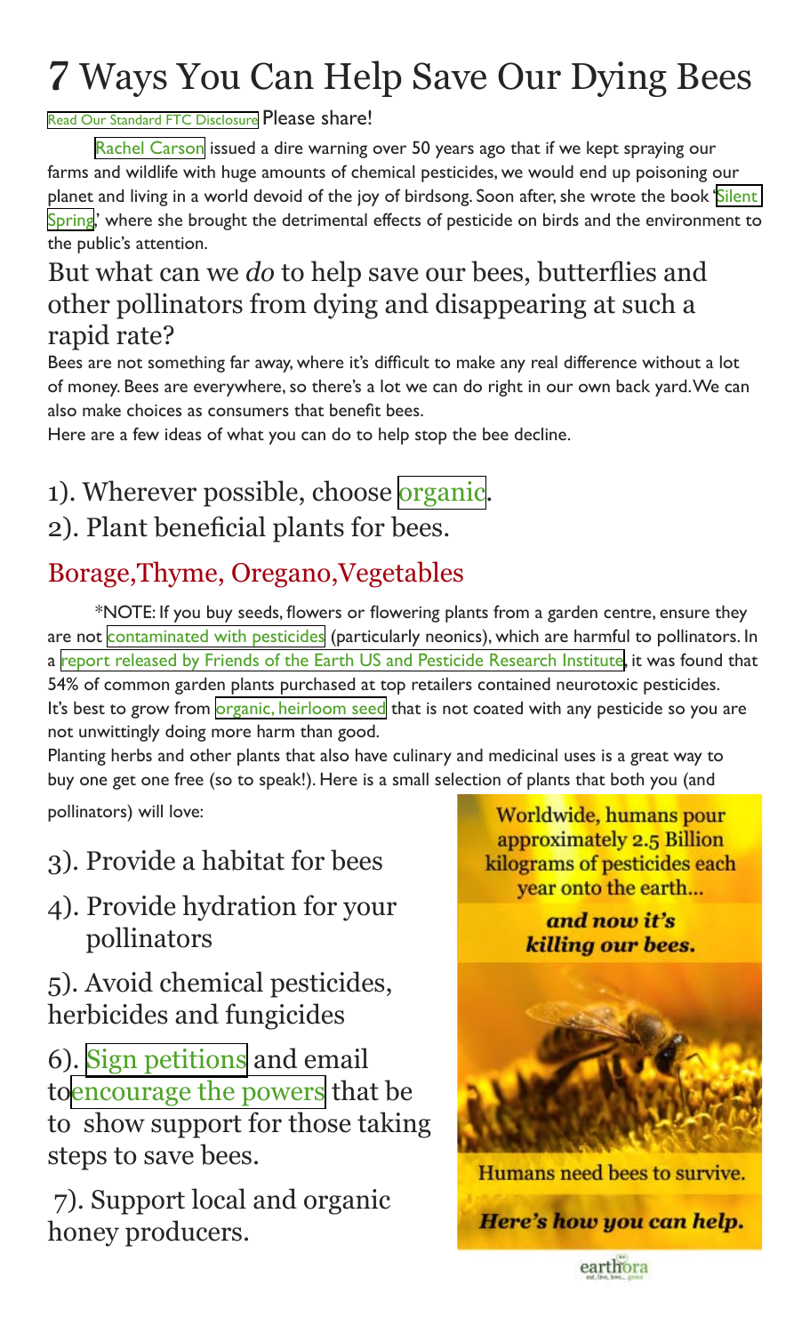# 7 Ways You Can Help Save Our Dying Bees

Read Our Standard FTC Disclosure Please share!

Rachel Carson issued a dire warning over 50 years ago that if we kept spraying our farms and wildlife with huge amounts of chemical pesticides, we would end up poisoning our planet and living in a world devoid of the joy of birdsong. Soon after, she wrote the book 'Silent Spring,' where she brought the detrimental effects of pesticide on birds and the environment to the public's attention.

## But what can we *do* to help save our bees, butterflies and other pollinators from dying and disappearing at such a rapid rate?

Bees are not something far away, where it's difficult to make any real difference without a lot of money. Bees are everywhere, so there's a lot we can do right in our own back yard. We can also make choices as consumers that benefit bees.

Here are a few ideas of what you can do to help stop the bee decline.

## 1). Wherever possible, choose organic.

## 2). Plant beneficial plants for bees.

### Borage,Thyme, Oregano,Vegetables

*NOTE: If you buy seeds, flowers or flowering plants from a garden centre, ensure they are not contaminated with pesticides (particularly neonics), which are harmful to pollinators. In a report released by Friends of the Earth US and Pesticide Research Institute, it was found that 54% of common garden plants purchased at top retailers contained neurotoxic pesticides. It's best to grow from organic, heirloom seed that is not coated with any pesticide so you are not unwittingly doing more harm than good.

Planting herbs and other plants that also have culinary and medicinal uses is a great way to buy one get one free (so to speak!). Here is a small selection of plants that both you (and pollinators) will love:

## 3). Provide a habitat for bees

## 4). Provide hydration for your pollinators

## 5). Avoid chemical pesticides, herbicides and fungicides

## 6). Sign petitions and email toencourage the powers that be to show support for those taking steps to save bees.

## 7). Support local and organic honey producers.

Worldwide, humans pour approximately 2.5 Billion kilograms of pesticides each year onto the earth...

***and now it's killing our bees.***

Humans need bees to survive.

***Here's how you can help.***

earthora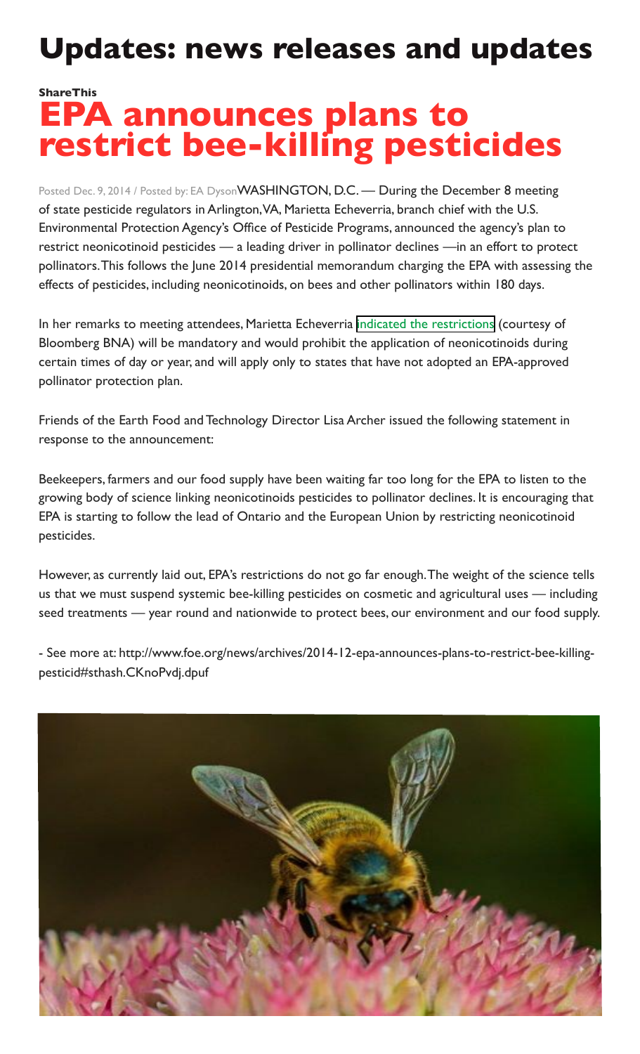# Updates: news releases and updates

**ShareThis**

## EPA announces plans to restrict bee-killing pesticides

Posted Dec. 9, 2014 / Posted by: EA Dyson WASHINGTON, D.C. — During the December 8 meeting of state pesticide regulators in Arlington, VA, Marietta Echeverria, branch chief with the U.S. Environmental Protection Agency's Office of Pesticide Programs, announced the agency's plan to restrict neonicotinoid pesticides — a leading driver in pollinator declines —in an effort to protect pollinators. This follows the June 2014 presidential memorandum charging the EPA with assessing the effects of pesticides, including neonicotinoids, on bees and other pollinators within 180 days.

In her remarks to meeting attendees, Marietta Echeverria indicated the restrictions (courtesy of Bloomberg BNA) will be mandatory and would prohibit the application of neonicotinoids during certain times of day or year, and will apply only to states that have not adopted an EPA-approved pollinator protection plan.

Friends of the Earth Food and Technology Director Lisa Archer issued the following statement in response to the announcement:

Beekeepers, farmers and our food supply have been waiting far too long for the EPA to listen to the growing body of science linking neonicotinoids pesticides to pollinator declines. It is encouraging that EPA is starting to follow the lead of Ontario and the European Union by restricting neonicotinoid pesticides.

However, as currently laid out, EPA's restrictions do not go far enough. The weight of the science tells us that we must suspend systemic bee-killing pesticides on cosmetic and agricultural uses — including seed treatments — year round and nationwide to protect bees, our environment and our food supply.

- See more at: http://www.foe.org/news/archives/2014-12-epa-announces-plans-to-restrict-bee-killing-pesticid#sthash.CKnoPvdj.dpuf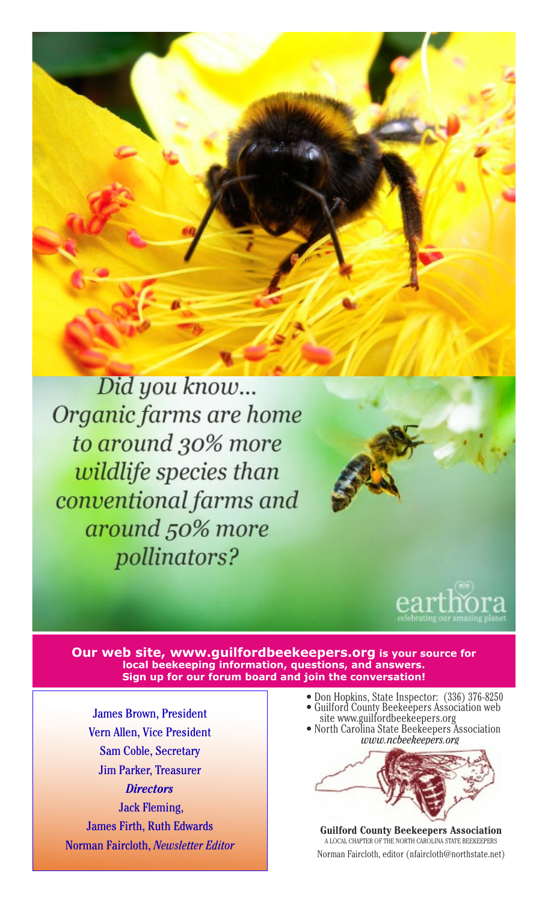*Did you know...*
*Organic farms are home to around 30% more wildlife species than conventional farms and around 50% more pollinators?*

earthora
celebrating our amazing planet

**Our web site, www.guilfordbeekeepers.org is your source for local beekeeping information, questions, and answers. Sign up for our forum board and join the conversation!**

James Brown, President
Vern Allen, Vice President
Sam Coble, Secretary
Jim Parker, Treasurer
***Directors***
Jack Fleming,
James Firth, Ruth Edwards
Norman Faircloth, *Newsletter Editor*

- Don Hopkins, State Inspector: (336) 376-8250
- Guilford County Beekeepers Association web site www.guilfordbeekeepers.org
- North Carolina State Beekeepers Association *www.ncbeekeepers.org*

**Guilford County Beekeepers Association**
A LOCAL CHAPTER OF THE NORTH CAROLINA STATE BEEKEEPERS
Norman Faircloth, editor (nfaircloth@northstate.net)